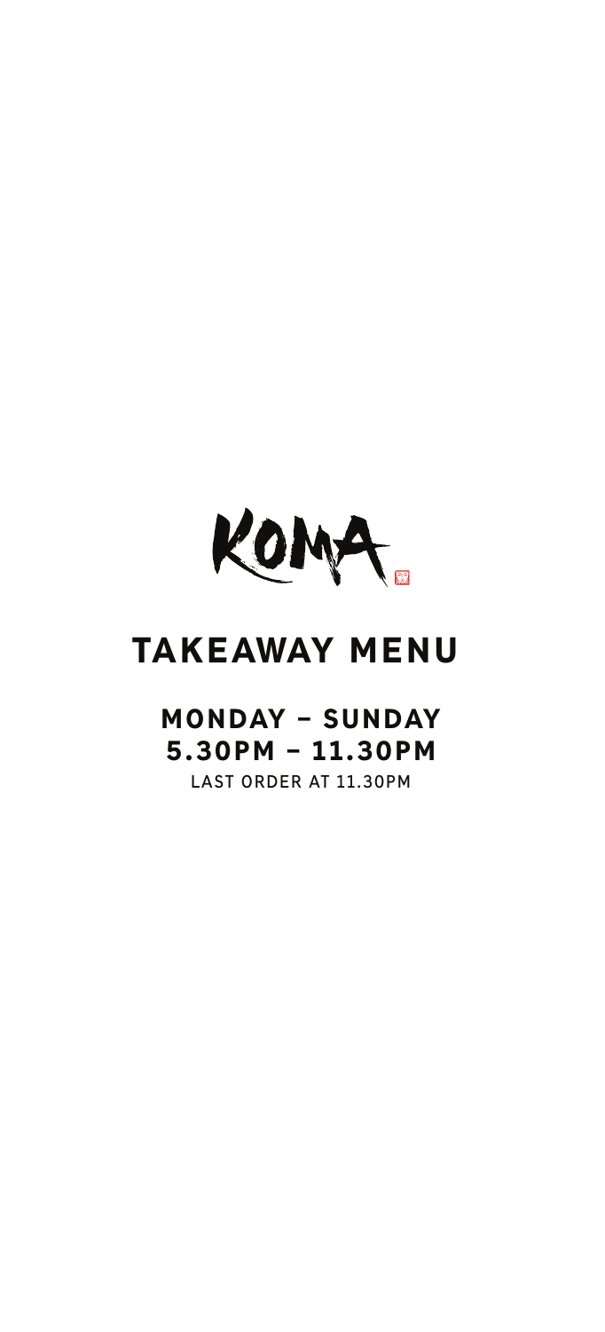# KOMA

## TAKEAWAY MENU

**MONDAY – SUNDAY**
**5.30PM – 11.30PM**

LAST ORDER AT 11.30PM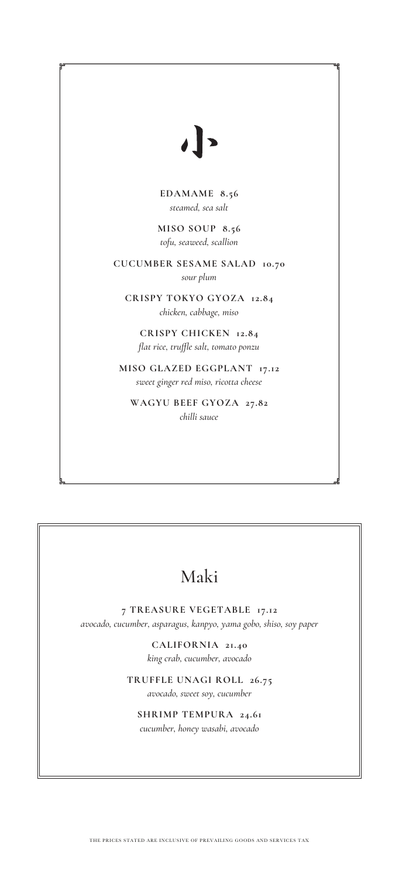# 小

**EDAMAME 8.56**
*steamed, sea salt*

**MISO SOUP 8.56**
*tofu, seaweed, scallion*

**CUCUMBER SESAME SALAD 10.70**
*sour plum*

**CRISPY TOKYO GYOZA 12.84**
*chicken, cabbage, miso*

**CRISPY CHICKEN 12.84**
*flat rice, truffle salt, tomato ponzu*

**MISO GLAZED EGGPLANT 17.12**
*sweet ginger red miso, ricotta cheese*

**WAGYU BEEF GYOZA 27.82**
*chilli sauce*

## Maki

**7 TREASURE VEGETABLE 17.12**
*avocado, cucumber, asparagus, kanpyo, yama gobo, shiso, soy paper*

**CALIFORNIA 21.40**
*king crab, cucumber, avocado*

**TRUFFLE UNAGI ROLL 26.75**
*avocado, sweet soy, cucumber*

**SHRIMP TEMPURA 24.61**
*cucumber, honey wasabi, avocado*

THE PRICES STATED ARE INCLUSIVE OF PREVAILING GOODS AND SERVICES TAX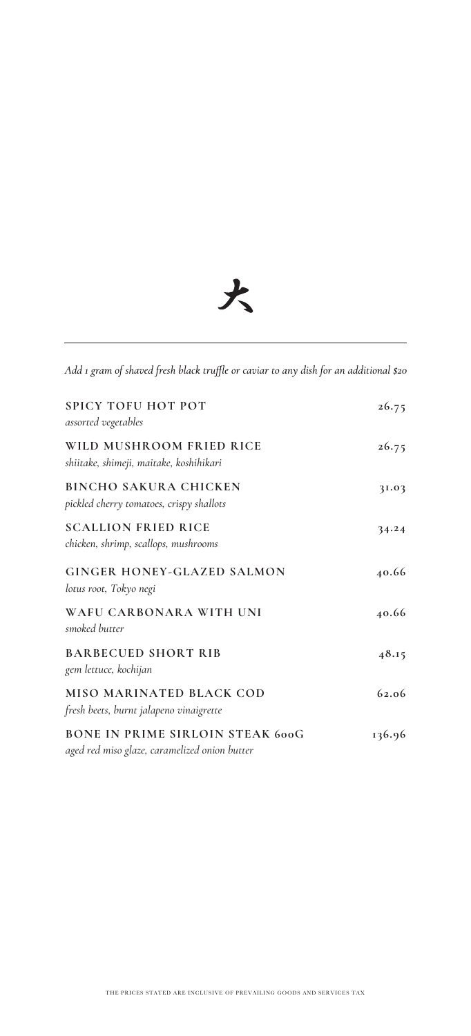# 大

*Add 1 gram of shaved fresh black truffle or caviar to any dish for an additional $20*

**SPICY TOFU HOT POT** 26.75
*assorted vegetables*

**WILD MUSHROOM FRIED RICE** 26.75
*shiitake, shimeji, maitake, koshihikari*

**BINCHO SAKURA CHICKEN** 31.03
*pickled cherry tomatoes, crispy shallots*

**SCALLION FRIED RICE** 34.24
*chicken, shrimp, scallops, mushrooms*

**GINGER HONEY-GLAZED SALMON** 40.66
*lotus root, Tokyo negi*

**WAFU CARBONARA WITH UNI** 40.66
*smoked butter*

**BARBECUED SHORT RIB** 48.15
*gem lettuce, kochijan*

**MISO MARINATED BLACK COD** 62.06
*fresh beets, burnt jalapeno vinaigrette*

**BONE IN PRIME SIRLOIN STEAK 600G** 136.96
*aged red miso glaze, caramelized onion butter*

THE PRICES STATED ARE INCLUSIVE OF PREVAILING GOODS AND SERVICES TAX